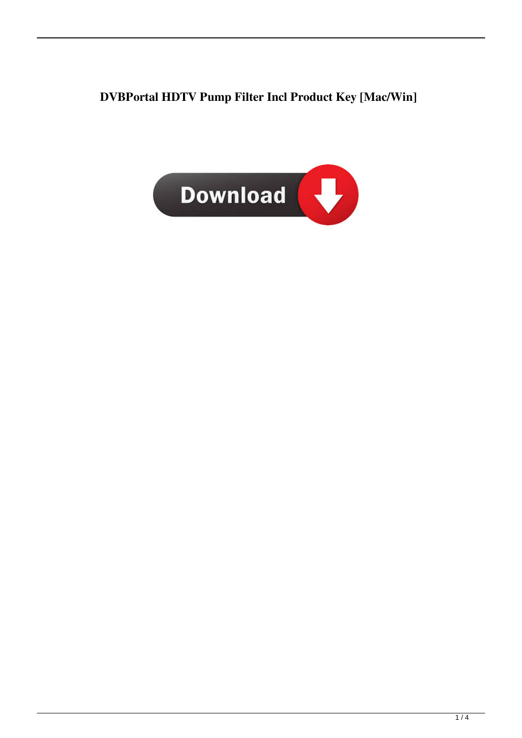# DVBPortal HDTV Pump Filter Incl Product Key [Mac/Win]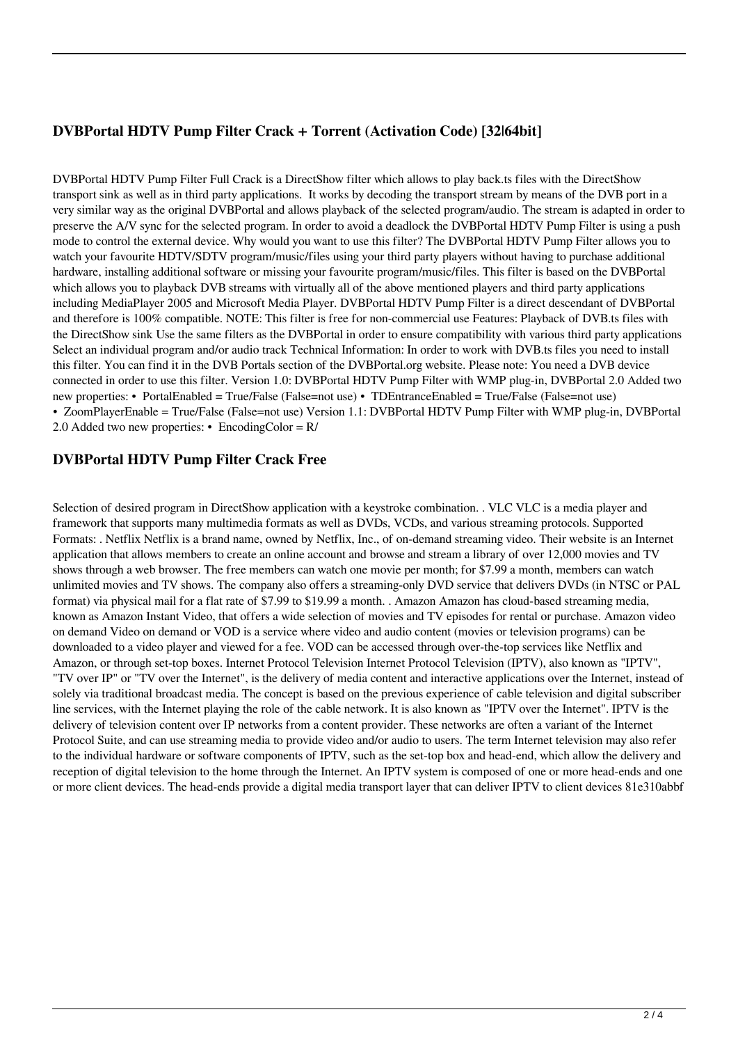## DVBPortal HDTV Pump Filter Crack + Torrent (Activation Code) [32|64bit]

DVBPortal HDTV Pump Filter Full Crack is a DirectShow filter which allows to play back.ts files with the DirectShow transport sink as well as in third party applications.  It works by decoding the transport stream by means of the DVB port in a very similar way as the original DVBPortal and allows playback of the selected program/audio. The stream is adapted in order to preserve the A/V sync for the selected program. In order to avoid a deadlock the DVBPortal HDTV Pump Filter is using a push mode to control the external device. Why would you want to use this filter? The DVBPortal HDTV Pump Filter allows you to watch your favourite HDTV/SDTV program/music/files using your third party players without having to purchase additional hardware, installing additional software or missing your favourite program/music/files. This filter is based on the DVBPortal which allows you to playback DVB streams with virtually all of the above mentioned players and third party applications including MediaPlayer 2005 and Microsoft Media Player. DVBPortal HDTV Pump Filter is a direct descendant of DVBPortal and therefore is 100% compatible. NOTE: This filter is free for non-commercial use Features: Playback of DVB.ts files with the DirectShow sink Use the same filters as the DVBPortal in order to ensure compatibility with various third party applications Select an individual program and/or audio track Technical Information: In order to work with DVB.ts files you need to install this filter. You can find it in the DVB Portals section of the DVBPortal.org website. Please note: You need a DVB device connected in order to use this filter. Version 1.0: DVBPortal HDTV Pump Filter with WMP plug-in, DVBPortal 2.0 Added two new properties: •  PortalEnabled = True/False (False=not use) •  TDEntranceEnabled = True/False (False=not use) •  ZoomPlayerEnable = True/False (False=not use) Version 1.1: DVBPortal HDTV Pump Filter with WMP plug-in, DVBPortal 2.0 Added two new properties: •  EncodingColor = R/

## DVBPortal HDTV Pump Filter Crack Free

Selection of desired program in DirectShow application with a keystroke combination. . VLC VLC is a media player and framework that supports many multimedia formats as well as DVDs, VCDs, and various streaming protocols. Supported Formats: . Netflix Netflix is a brand name, owned by Netflix, Inc., of on-demand streaming video. Their website is an Internet application that allows members to create an online account and browse and stream a library of over 12,000 movies and TV shows through a web browser. The free members can watch one movie per month; for $7.99 a month, members can watch unlimited movies and TV shows. The company also offers a streaming-only DVD service that delivers DVDs (in NTSC or PAL format) via physical mail for a flat rate of $7.99 to $19.99 a month. . Amazon Amazon has cloud-based streaming media, known as Amazon Instant Video, that offers a wide selection of movies and TV episodes for rental or purchase. Amazon video on demand Video on demand or VOD is a service where video and audio content (movies or television programs) can be downloaded to a video player and viewed for a fee. VOD can be accessed through over-the-top services like Netflix and Amazon, or through set-top boxes. Internet Protocol Television Internet Protocol Television (IPTV), also known as "IPTV", "TV over IP" or "TV over the Internet", is the delivery of media content and interactive applications over the Internet, instead of solely via traditional broadcast media. The concept is based on the previous experience of cable television and digital subscriber line services, with the Internet playing the role of the cable network. It is also known as "IPTV over the Internet". IPTV is the delivery of television content over IP networks from a content provider. These networks are often a variant of the Internet Protocol Suite, and can use streaming media to provide video and/or audio to users. The term Internet television may also refer to the individual hardware or software components of IPTV, such as the set-top box and head-end, which allow the delivery and reception of digital television to the home through the Internet. An IPTV system is composed of one or more head-ends and one or more client devices. The head-ends provide a digital media transport layer that can deliver IPTV to client devices 81e310abbf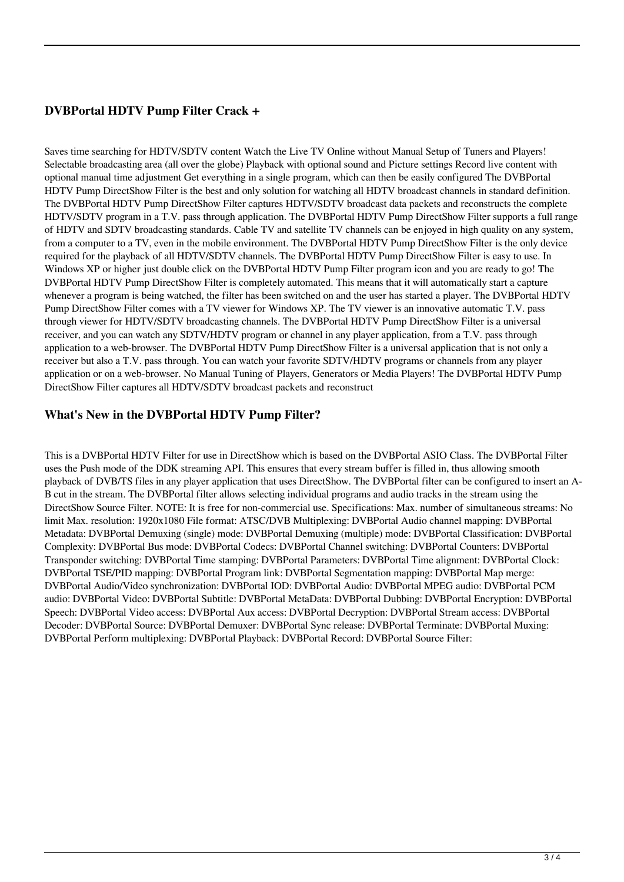## DVBPortal HDTV Pump Filter Crack +

Saves time searching for HDTV/SDTV content Watch the Live TV Online without Manual Setup of Tuners and Players! Selectable broadcasting area (all over the globe) Playback with optional sound and Picture settings Record live content with optional manual time adjustment Get everything in a single program, which can then be easily configured The DVBPortal HDTV Pump DirectShow Filter is the best and only solution for watching all HDTV broadcast channels in standard definition. The DVBPortal HDTV Pump DirectShow Filter captures HDTV/SDTV broadcast data packets and reconstructs the complete HDTV/SDTV program in a T.V. pass through application. The DVBPortal HDTV Pump DirectShow Filter supports a full range of HDTV and SDTV broadcasting standards. Cable TV and satellite TV channels can be enjoyed in high quality on any system, from a computer to a TV, even in the mobile environment. The DVBPortal HDTV Pump DirectShow Filter is the only device required for the playback of all HDTV/SDTV channels. The DVBPortal HDTV Pump DirectShow Filter is easy to use. In Windows XP or higher just double click on the DVBPortal HDTV Pump Filter program icon and you are ready to go! The DVBPortal HDTV Pump DirectShow Filter is completely automated. This means that it will automatically start a capture whenever a program is being watched, the filter has been switched on and the user has started a player. The DVBPortal HDTV Pump DirectShow Filter comes with a TV viewer for Windows XP. The TV viewer is an innovative automatic T.V. pass through viewer for HDTV/SDTV broadcasting channels. The DVBPortal HDTV Pump DirectShow Filter is a universal receiver, and you can watch any SDTV/HDTV program or channel in any player application, from a T.V. pass through application to a web-browser. The DVBPortal HDTV Pump DirectShow Filter is a universal application that is not only a receiver but also a T.V. pass through. You can watch your favorite SDTV/HDTV programs or channels from any player application or on a web-browser. No Manual Tuning of Players, Generators or Media Players! The DVBPortal HDTV Pump DirectShow Filter captures all HDTV/SDTV broadcast packets and reconstruct

## What's New in the DVBPortal HDTV Pump Filter?

This is a DVBPortal HDTV Filter for use in DirectShow which is based on the DVBPortal ASIO Class. The DVBPortal Filter uses the Push mode of the DDK streaming API. This ensures that every stream buffer is filled in, thus allowing smooth playback of DVB/TS files in any player application that uses DirectShow. The DVBPortal filter can be configured to insert an A-B cut in the stream. The DVBPortal filter allows selecting individual programs and audio tracks in the stream using the DirectShow Source Filter. NOTE: It is free for non-commercial use. Specifications: Max. number of simultaneous streams: No limit Max. resolution: 1920x1080 File format: ATSC/DVB Multiplexing: DVBPortal Audio channel mapping: DVBPortal Metadata: DVBPortal Demuxing (single) mode: DVBPortal Demuxing (multiple) mode: DVBPortal Classification: DVBPortal Complexity: DVBPortal Bus mode: DVBPortal Codecs: DVBPortal Channel switching: DVBPortal Counters: DVBPortal Transponder switching: DVBPortal Time stamping: DVBPortal Parameters: DVBPortal Time alignment: DVBPortal Clock: DVBPortal TSE/PID mapping: DVBPortal Program link: DVBPortal Segmentation mapping: DVBPortal Map merge: DVBPortal Audio/Video synchronization: DVBPortal IOD: DVBPortal Audio: DVBPortal MPEG audio: DVBPortal PCM audio: DVBPortal Video: DVBPortal Subtitle: DVBPortal MetaData: DVBPortal Dubbing: DVBPortal Encryption: DVBPortal Speech: DVBPortal Video access: DVBPortal Aux access: DVBPortal Decryption: DVBPortal Stream access: DVBPortal Decoder: DVBPortal Source: DVBPortal Demuxer: DVBPortal Sync release: DVBPortal Terminate: DVBPortal Muxing: DVBPortal Perform multiplexing: DVBPortal Playback: DVBPortal Record: DVBPortal Source Filter: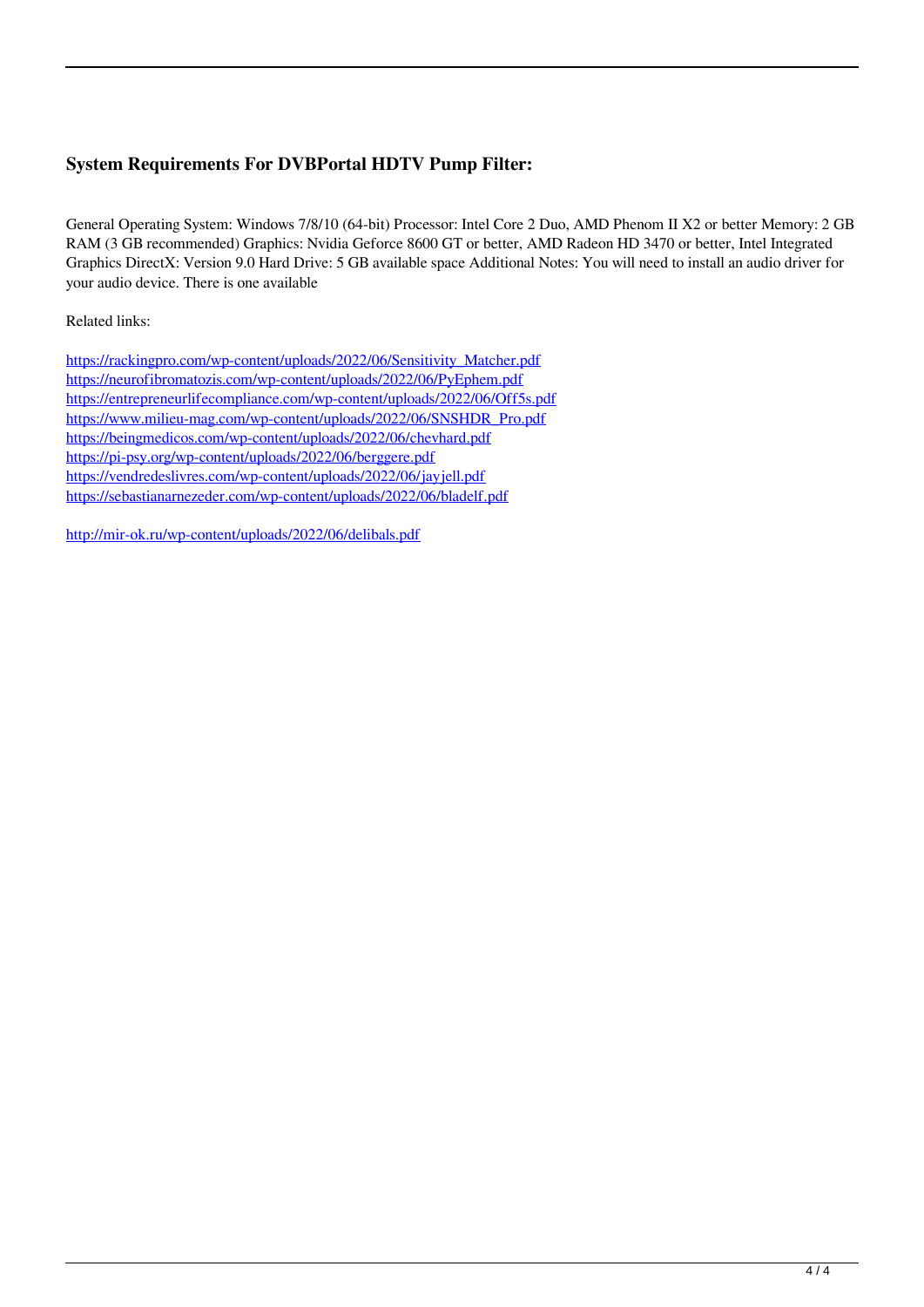### System Requirements For DVBPortal HDTV Pump Filter:

General Operating System: Windows 7/8/10 (64-bit) Processor: Intel Core 2 Duo, AMD Phenom II X2 or better Memory: 2 GB RAM (3 GB recommended) Graphics: Nvidia Geforce 8600 GT or better, AMD Radeon HD 3470 or better, Intel Integrated Graphics DirectX: Version 9.0 Hard Drive: 5 GB available space Additional Notes: You will need to install an audio driver for your audio device. There is one available

Related links:

https://rackingpro.com/wp-content/uploads/2022/06/Sensitivity_Matcher.pdf
https://neurofibromatozis.com/wp-content/uploads/2022/06/PyEphem.pdf
https://entrepreneurlifecompliance.com/wp-content/uploads/2022/06/Off5s.pdf
https://www.milieu-mag.com/wp-content/uploads/2022/06/SNSHDR_Pro.pdf
https://beingmedicos.com/wp-content/uploads/2022/06/chevhard.pdf
https://pi-psy.org/wp-content/uploads/2022/06/berggere.pdf
https://vendredeslivres.com/wp-content/uploads/2022/06/jayjell.pdf
https://sebastianarnezeder.com/wp-content/uploads/2022/06/bladelf.pdf

http://mir-ok.ru/wp-content/uploads/2022/06/delibals.pdf